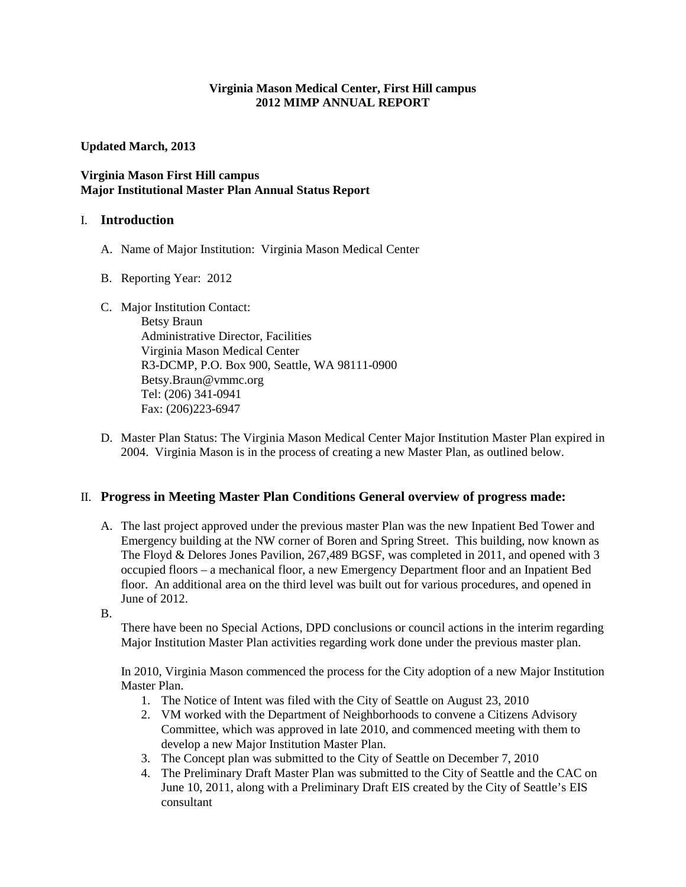**Virginia Mason Medical Center, First Hill campus**
**2012 MIMP ANNUAL REPORT**

**Updated March, 2013**

**Virginia Mason First Hill campus**
**Major Institutional Master Plan Annual Status Report**

## I. Introduction

A. Name of Major Institution: Virginia Mason Medical Center

B. Reporting Year: 2012

C. Major Institution Contact:
Betsy Braun
Administrative Director, Facilities
Virginia Mason Medical Center
R3-DCMP, P.O. Box 900, Seattle, WA 98111-0900
Betsy.Braun@vmmc.org
Tel: (206) 341-0941
Fax: (206)223-6947

D. Master Plan Status: The Virginia Mason Medical Center Major Institution Master Plan expired in 2004. Virginia Mason is in the process of creating a new Master Plan, as outlined below.

## II. Progress in Meeting Master Plan Conditions General overview of progress made:

A. The last project approved under the previous master Plan was the new Inpatient Bed Tower and Emergency building at the NW corner of Boren and Spring Street. This building, now known as The Floyd & Delores Jones Pavilion, 267,489 BGSF, was completed in 2011, and opened with 3 occupied floors – a mechanical floor, a new Emergency Department floor and an Inpatient Bed floor. An additional area on the third level was built out for various procedures, and opened in June of 2012.

B.

There have been no Special Actions, DPD conclusions or council actions in the interim regarding Major Institution Master Plan activities regarding work done under the previous master plan.

In 2010, Virginia Mason commenced the process for the City adoption of a new Major Institution Master Plan.

1. The Notice of Intent was filed with the City of Seattle on August 23, 2010
2. VM worked with the Department of Neighborhoods to convene a Citizens Advisory Committee, which was approved in late 2010, and commenced meeting with them to develop a new Major Institution Master Plan.
3. The Concept plan was submitted to the City of Seattle on December 7, 2010
4. The Preliminary Draft Master Plan was submitted to the City of Seattle and the CAC on June 10, 2011, along with a Preliminary Draft EIS created by the City of Seattle's EIS consultant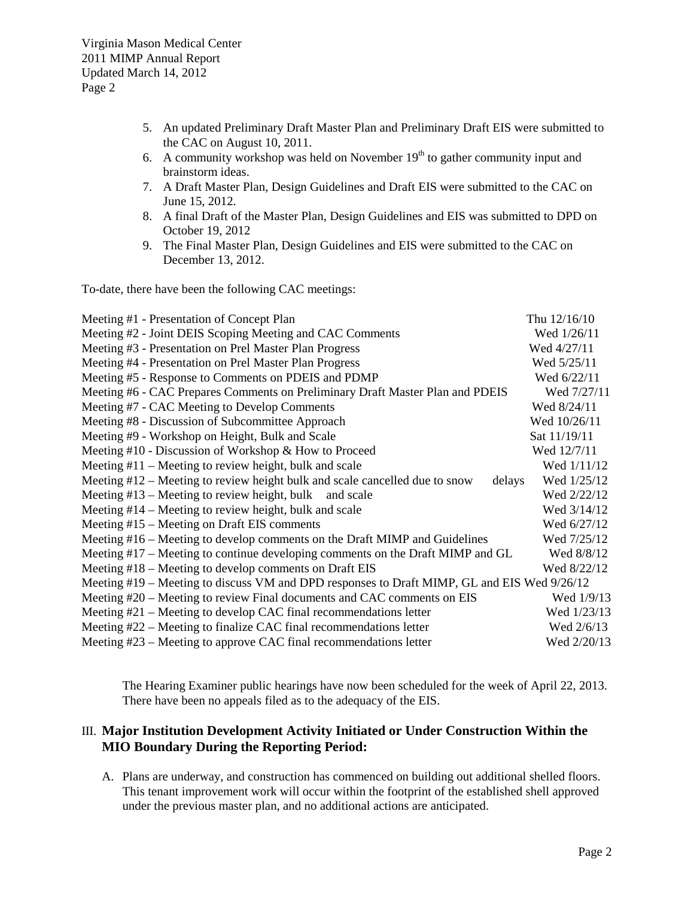5. An updated Preliminary Draft Master Plan and Preliminary Draft EIS were submitted to the CAC on August 10, 2011.
6. A community workshop was held on November 19th to gather community input and brainstorm ideas.
7. A Draft Master Plan, Design Guidelines and Draft EIS were submitted to the CAC on June 15, 2012.
8. A final Draft of the Master Plan, Design Guidelines and EIS was submitted to DPD on October 19, 2012
9. The Final Master Plan, Design Guidelines and EIS were submitted to the CAC on December 13, 2012.

To-date, there have been the following CAC meetings:

| Meeting | Date |
|---|---|
| Meeting #1 - Presentation of Concept Plan | Thu 12/16/10 |
| Meeting #2 - Joint DEIS Scoping Meeting and CAC Comments | Wed 1/26/11 |
| Meeting #3 - Presentation on Prel Master Plan Progress | Wed 4/27/11 |
| Meeting #4 - Presentation on Prel Master Plan Progress | Wed 5/25/11 |
| Meeting #5 - Response to Comments on PDEIS and PDMP | Wed 6/22/11 |
| Meeting #6 - CAC Prepares Comments on Preliminary Draft Master Plan and PDEIS | Wed 7/27/11 |
| Meeting #7 - CAC Meeting to Develop Comments | Wed 8/24/11 |
| Meeting #8 - Discussion of Subcommittee Approach | Wed 10/26/11 |
| Meeting #9 - Workshop on Height, Bulk and Scale | Sat 11/19/11 |
| Meeting #10 - Discussion of Workshop & How to Proceed | Wed 12/7/11 |
| Meeting #11 – Meeting to review height, bulk and scale | Wed 1/11/12 |
| Meeting #12 – Meeting to review height bulk and scale cancelled due to snow delays | Wed 1/25/12 |
| Meeting #13 – Meeting to review height, bulk and scale | Wed 2/22/12 |
| Meeting #14 – Meeting to review height, bulk and scale | Wed 3/14/12 |
| Meeting #15 – Meeting on Draft EIS comments | Wed 6/27/12 |
| Meeting #16 – Meeting to develop comments on the Draft MIMP and Guidelines | Wed 7/25/12 |
| Meeting #17 – Meeting to continue developing comments on the Draft MIMP and GL | Wed 8/8/12 |
| Meeting #18 – Meeting to develop comments on Draft EIS | Wed 8/22/12 |
| Meeting #19 – Meeting to discuss VM and DPD responses to Draft MIMP, GL and EIS | Wed 9/26/12 |
| Meeting #20 – Meeting to review Final documents and CAC comments on EIS | Wed 1/9/13 |
| Meeting #21 – Meeting to develop CAC final recommendations letter | Wed 1/23/13 |
| Meeting #22 – Meeting to finalize CAC final recommendations letter | Wed 2/6/13 |
| Meeting #23 – Meeting to approve CAC final recommendations letter | Wed 2/20/13 |

The Hearing Examiner public hearings have now been scheduled for the week of April 22, 2013. There have been no appeals filed as to the adequacy of the EIS.

## III. Major Institution Development Activity Initiated or Under Construction Within the MIO Boundary During the Reporting Period:

A. Plans are underway, and construction has commenced on building out additional shelled floors. This tenant improvement work will occur within the footprint of the established shell approved under the previous master plan, and no additional actions are anticipated.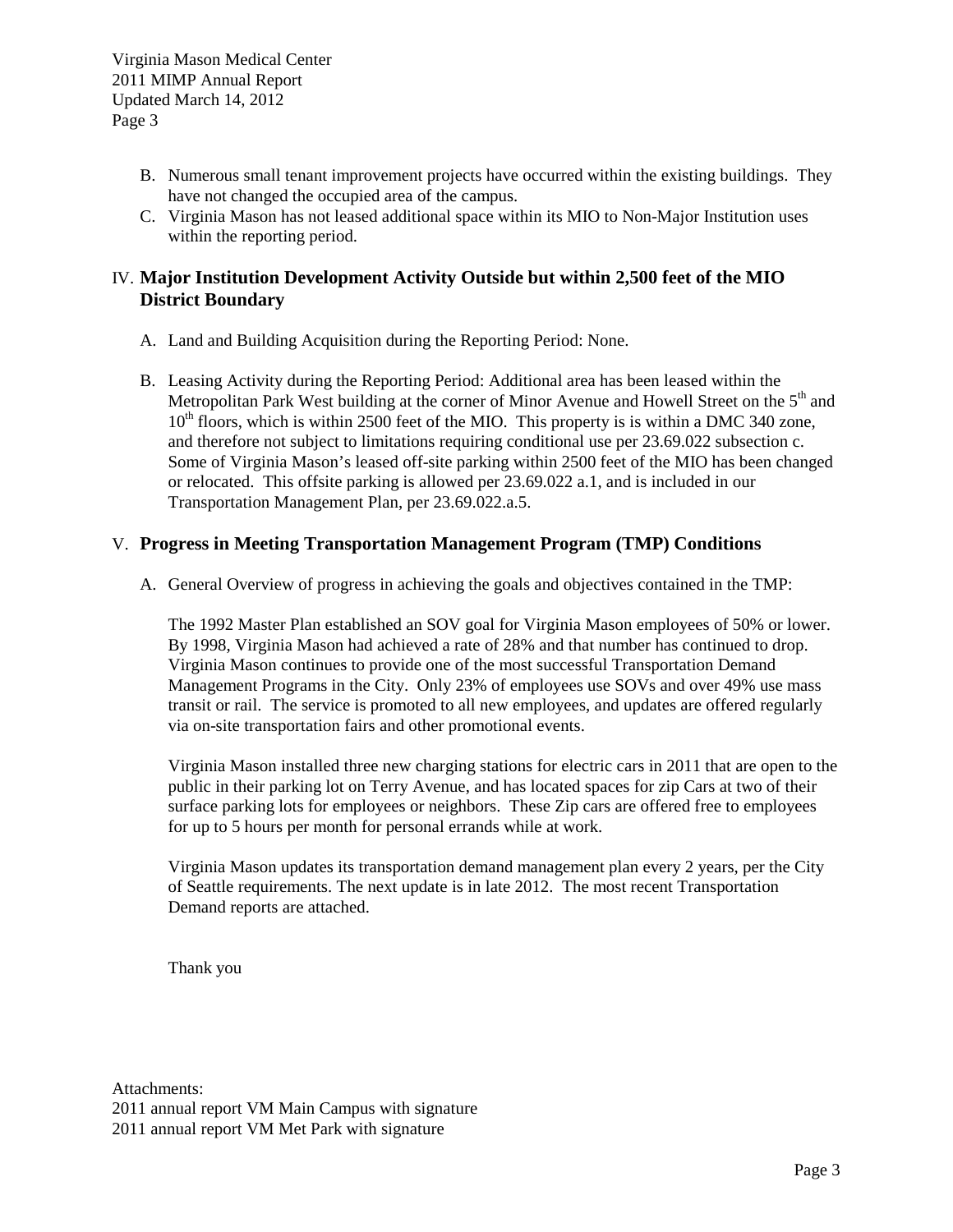B. Numerous small tenant improvement projects have occurred within the existing buildings. They have not changed the occupied area of the campus.

C. Virginia Mason has not leased additional space within its MIO to Non-Major Institution uses within the reporting period.

## IV. Major Institution Development Activity Outside but within 2,500 feet of the MIO District Boundary

A. Land and Building Acquisition during the Reporting Period: None.

B. Leasing Activity during the Reporting Period: Additional area has been leased within the Metropolitan Park West building at the corner of Minor Avenue and Howell Street on the 5th and 10th floors, which is within 2500 feet of the MIO. This property is is within a DMC 340 zone, and therefore not subject to limitations requiring conditional use per 23.69.022 subsection c. Some of Virginia Mason's leased off-site parking within 2500 feet of the MIO has been changed or relocated. This offsite parking is allowed per 23.69.022 a.1, and is included in our Transportation Management Plan, per 23.69.022.a.5.

## V. Progress in Meeting Transportation Management Program (TMP) Conditions

A. General Overview of progress in achieving the goals and objectives contained in the TMP:

The 1992 Master Plan established an SOV goal for Virginia Mason employees of 50% or lower. By 1998, Virginia Mason had achieved a rate of 28% and that number has continued to drop. Virginia Mason continues to provide one of the most successful Transportation Demand Management Programs in the City. Only 23% of employees use SOVs and over 49% use mass transit or rail. The service is promoted to all new employees, and updates are offered regularly via on-site transportation fairs and other promotional events.

Virginia Mason installed three new charging stations for electric cars in 2011 that are open to the public in their parking lot on Terry Avenue, and has located spaces for zip Cars at two of their surface parking lots for employees or neighbors. These Zip cars are offered free to employees for up to 5 hours per month for personal errands while at work.

Virginia Mason updates its transportation demand management plan every 2 years, per the City of Seattle requirements. The next update is in late 2012. The most recent Transportation Demand reports are attached.

Thank you

Attachments:
2011 annual report VM Main Campus with signature
2011 annual report VM Met Park with signature